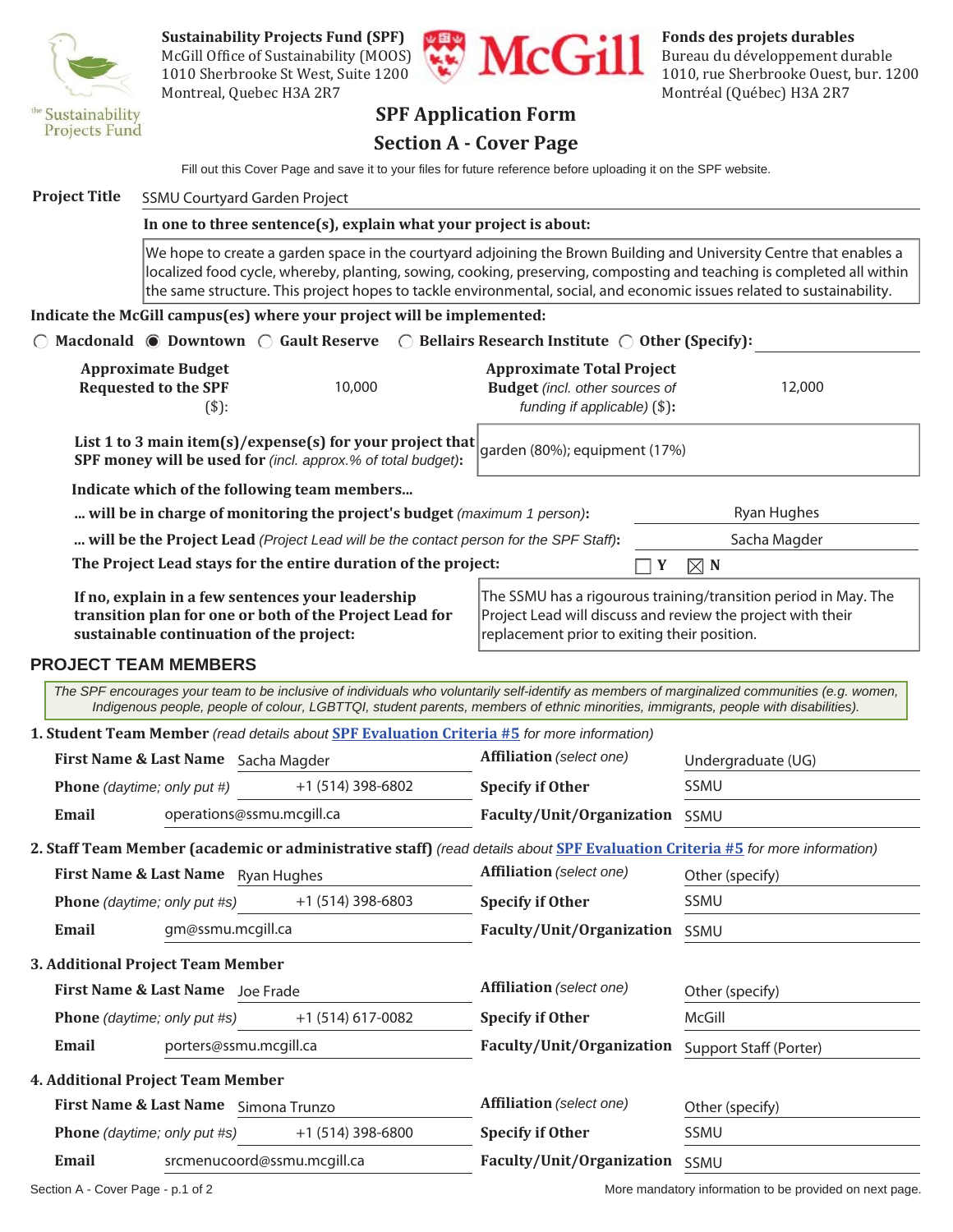**Sustainability Projects Fund (SPF)**
McGill Office of Sustainability (MOOS)
1010 Sherbrooke St West, Suite 1200
Montreal, Quebec H3A 2R7

**Fonds des projets durables**
Bureau du développement durable
1010, rue Sherbrooke Ouest, bur. 1200
Montréal (Québec) H3A 2R7

# SPF Application Form

## Section A - Cover Page

Fill out this Cover Page and save it to your files for future reference before uploading it on the SPF website.

**Project Title:** SSMU Courtyard Garden Project

**In one to three sentence(s), explain what your project is about:**

We hope to create a garden space in the courtyard adjoining the Brown Building and University Centre that enables a localized food cycle, whereby, planting, sowing, cooking, preserving, composting and teaching is completed all within the same structure. This project hopes to tackle environmental, social, and economic issues related to sustainability.

**Indicate the McGill campus(es) where your project will be implemented:**

- ○ Macdonald
- ◉ Downtown
- ○ Gault Reserve
- ○ Bellairs Research Institute
- ○ Other (Specify):

| | | | |
|---|---|---|---|
| **Approximate Budget Requested to the SPF** ($): | 10,000 | **Approximate Total Project Budget** *(incl. other sources of funding if applicable)* ($): | 12,000 |

**List 1 to 3 main item(s)/expense(s) for your project that SPF money will be used for** *(incl. approx.% of total budget)*: garden (80%); equipment (17%)

**Indicate which of the following team members...**

**... will be in charge of monitoring the project's budget** *(maximum 1 person)*: Ryan Hughes

**... will be the Project Lead** *(Project Lead will be the contact person for the SPF Staff)*: Sacha Magder

**The Project Lead stays for the entire duration of the project:** ☐ Y ☒ N

**If no, explain in a few sentences your leadership transition plan for one or both of the Project Lead for sustainable continuation of the project:**

The SSMU has a rigourous training/transition period in May. The Project Lead will discuss and review the project with their replacement prior to exiting their position.

## PROJECT TEAM MEMBERS

*The SPF encourages your team to be inclusive of individuals who voluntarily self-identify as members of marginalized communities (e.g. women, Indigenous people, people of colour, LGBTTQI, student parents, members of ethnic minorities, immigrants, people with disabilities).*

### 1. Student Team Member *(read details about SPF Evaluation Criteria #5 for more information)*

| | | | |
|---|---|---|---|
| **First Name & Last Name** | Sacha Magder | **Affiliation** *(select one)* | Undergraduate (UG) |
| **Phone** *(daytime; only put #)* | +1 (514) 398-6802 | **Specify if Other** | SSMU |
| **Email** | operations@ssmu.mcgill.ca | **Faculty/Unit/Organization** | SSMU |

### 2. Staff Team Member (academic or administrative staff) *(read details about SPF Evaluation Criteria #5 for more information)*

| | | | |
|---|---|---|---|
| **First Name & Last Name** | Ryan Hughes | **Affiliation** *(select one)* | Other (specify) |
| **Phone** *(daytime; only put #s)* | +1 (514) 398-6803 | **Specify if Other** | SSMU |
| **Email** | gm@ssmu.mcgill.ca | **Faculty/Unit/Organization** | SSMU |

### 3. Additional Project Team Member

| | | | |
|---|---|---|---|
| **First Name & Last Name** | Joe Frade | **Affiliation** *(select one)* | Other (specify) |
| **Phone** *(daytime; only put #s)* | +1 (514) 617-0082 | **Specify if Other** | McGill |
| **Email** | porters@ssmu.mcgill.ca | **Faculty/Unit/Organization** | Support Staff (Porter) |

### 4. Additional Project Team Member

| | | | |
|---|---|---|---|
| **First Name & Last Name** | Simona Trunzo | **Affiliation** *(select one)* | Other (specify) |
| **Phone** *(daytime; only put #s)* | +1 (514) 398-6800 | **Specify if Other** | SSMU |
| **Email** | srcmenucoord@ssmu.mcgill.ca | **Faculty/Unit/Organization** | SSMU |

More mandatory information to be provided on next page.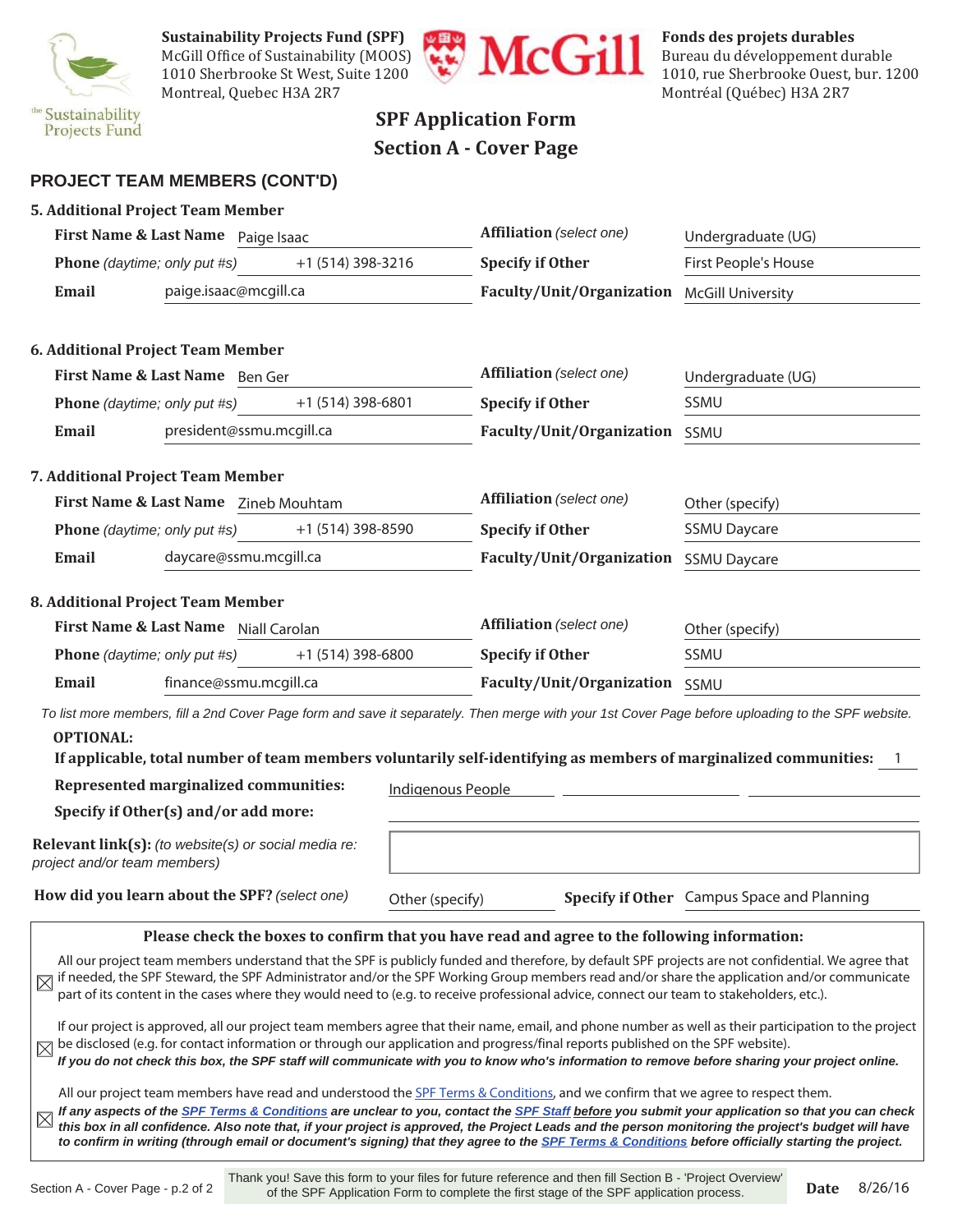**Sustainability Projects Fund (SPF)**
McGill Office of Sustainability (MOOS)
1010 Sherbrooke St West, Suite 1200
Montreal, Quebec H3A 2R7

**Fonds des projets durables**
Bureau du développement durable
1010, rue Sherbrooke Ouest, bur. 1200
Montréal (Québec) H3A 2R7

# SPF Application Form
## Section A - Cover Page

### PROJECT TEAM MEMBERS (CONT'D)

**5. Additional Project Team Member**

| | | | |
|---|---|---|---|
| **First Name & Last Name** | Paige Isaac | **Affiliation** *(select one)* | Undergraduate (UG) |
| **Phone** *(daytime; only put #s)* | +1 (514) 398-3216 | **Specify if Other** | First People's House |
| **Email** | paige.isaac@mcgill.ca | **Faculty/Unit/Organization** | McGill University |

**6. Additional Project Team Member**

| | | | |
|---|---|---|---|
| **First Name & Last Name** | Ben Ger | **Affiliation** *(select one)* | Undergraduate (UG) |
| **Phone** *(daytime; only put #s)* | +1 (514) 398-6801 | **Specify if Other** | SSMU |
| **Email** | president@ssmu.mcgill.ca | **Faculty/Unit/Organization** | SSMU |

**7. Additional Project Team Member**

| | | | |
|---|---|---|---|
| **First Name & Last Name** | Zineb Mouhtam | **Affiliation** *(select one)* | Other (specify) |
| **Phone** *(daytime; only put #s)* | +1 (514) 398-8590 | **Specify if Other** | SSMU Daycare |
| **Email** | daycare@ssmu.mcgill.ca | **Faculty/Unit/Organization** | SSMU Daycare |

**8. Additional Project Team Member**

| | | | |
|---|---|---|---|
| **First Name & Last Name** | Niall Carolan | **Affiliation** *(select one)* | Other (specify) |
| **Phone** *(daytime; only put #s)* | +1 (514) 398-6800 | **Specify if Other** | SSMU |
| **Email** | finance@ssmu.mcgill.ca | **Faculty/Unit/Organization** | SSMU |

*To list more members, fill a 2nd Cover Page form and save it separately. Then merge with your 1st Cover Page before uploading to the SPF website.*

**OPTIONAL:**

**If applicable, total number of team members voluntarily self-identifying as members of marginalized communities:** 1

**Represented marginalized communities:** Indigenous People

**Specify if Other(s) and/or add more:**

**Relevant link(s):** *(to website(s) or social media re: project and/or team members)*

**How did you learn about the SPF?** *(select one)* Other (specify) **Specify if Other** Campus Space and Planning

**Please check the boxes to confirm that you have read and agree to the following information:**

☒ All our project team members understand that the SPF is publicly funded and therefore, by default SPF projects are not confidential. We agree that if needed, the SPF Steward, the SPF Administrator and/or the SPF Working Group members read and/or share the application and/or communicate part of its content in the cases where they would need to (e.g. to receive professional advice, connect our team to stakeholders, etc.).

☒ If our project is approved, all our project team members agree that their name, email, and phone number as well as their participation to the project be disclosed (e.g. for contact information or through our application and progress/final reports published on the SPF website).
***If you do not check this box, the SPF staff will communicate with you to know who's information to remove before sharing your project online.***

☒ All our project team members have read and understood the SPF Terms & Conditions, and we confirm that we agree to respect them.
***If any aspects of the SPF Terms & Conditions are unclear to you, contact the SPF Staff before you submit your application so that you can check this box in all confidence. Also note that, if your project is approved, the Project Leads and the person monitoring the project's budget will have to confirm in writing (through email or document's signing) that they agree to the SPF Terms & Conditions before officially starting the project.***

Thank you! Save this form to your files for future reference and then fill Section B - 'Project Overview' of the SPF Application Form to complete the first stage of the SPF application process.

**Date** 8/26/16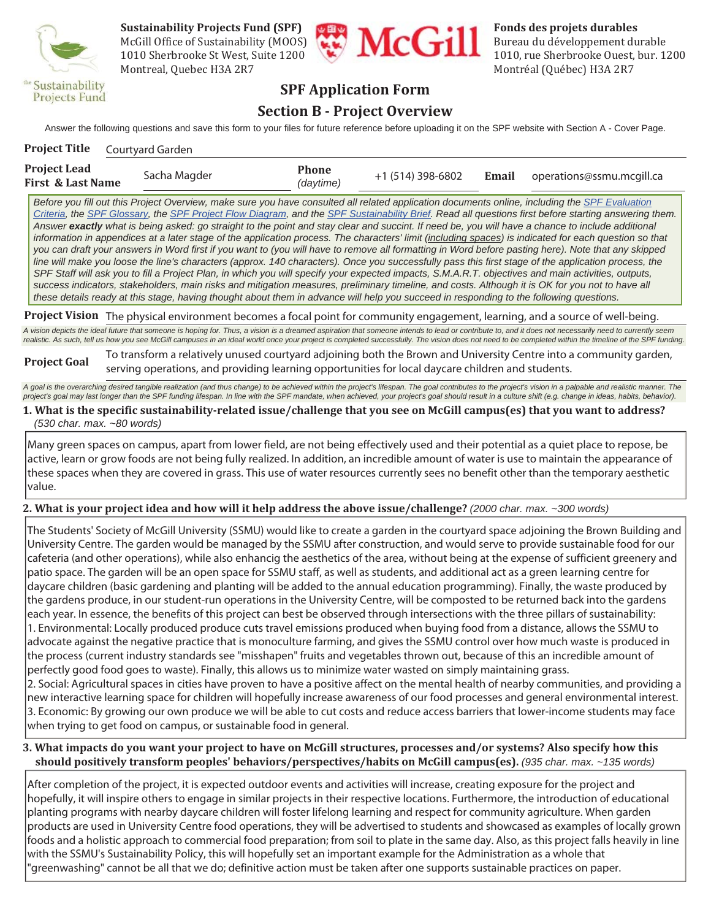**Sustainability Projects Fund (SPF)**
McGill Office of Sustainability (MOOS)
1010 Sherbrooke St West, Suite 1200
Montreal, Quebec H3A 2R7

**Fonds des projets durables**
Bureau du développement durable
1010, rue Sherbrooke Ouest, bur. 1200
Montréal (Québec) H3A 2R7

# SPF Application Form

## Section B - Project Overview

Answer the following questions and save this form to your files for future reference before uploading it on the SPF website with Section A - Cover Page.

**Project Title** Courtyard Garden

| **Project Lead First & Last Name** | Sacha Magder | **Phone** *(daytime)* | +1 (514) 398-6802 | **Email** | operations@ssmu.mcgill.ca |
|---|---|---|---|---|---|

*Before you fill out this Project Overview, make sure you have consulted all related application documents online, including the SPF Evaluation Criteria, the SPF Glossary, the SPF Project Flow Diagram, and the SPF Sustainability Brief. Read all questions first before starting answering them. Answer **exactly** what is being asked: go straight to the point and stay clear and succint. If need be, you will have a chance to include additional information in appendices at a later stage of the application process. The characters' limit (including spaces) is indicated for each question so that you can draft your answers in Word first if you want to (you will have to remove all formatting in Word before pasting here). Note that any skipped line will make you loose the line's characters (approx. 140 characters). Once you successfully pass this first stage of the application process, the SPF Staff will ask you to fill a Project Plan, in which you will specify your expected impacts, S.M.A.R.T. objectives and main activities, outputs, success indicators, stakeholders, main risks and mitigation measures, preliminary timeline, and costs. Although it is OK for you not to have all these details ready at this stage, having thought about them in advance will help you succeed in responding to the following questions.*

**Project Vision** The physical environment becomes a focal point for community engagement, learning, and a source of well-being.

*A vision depicts the ideal future that someone is hoping for. Thus, a vision is a dreamed aspiration that someone intends to lead or contribute to, and it does not necessarily need to currently seem realistic. As such, tell us how you see McGill campuses in an ideal world once your project is completed successfully. The vision does not need to be completed within the timeline of the SPF funding.*

**Project Goal** To transform a relatively unused courtyard adjoining both the Brown and University Centre into a community garden, serving operations, and providing learning opportunities for local daycare children and students.

*A goal is the overarching desired tangible realization (and thus change) to be achieved within the project's lifespan. The goal contributes to the project's vision in a palpable and realistic manner. The project's goal may last longer than the SPF funding lifespan. In line with the SPF mandate, when achieved, your project's goal should result in a culture shift (e.g. change in ideas, habits, behavior).*

**1. What is the specific sustainability-related issue/challenge that you see on McGill campus(es) that you want to address?** *(530 char. max. ~80 words)*

Many green spaces on campus, apart from lower field, are not being effectively used and their potential as a quiet place to repose, be active, learn or grow foods are not being fully realized. In addition, an incredible amount of water is use to maintain the appearance of these spaces when they are covered in grass. This use of water resources currently sees no benefit other than the temporary aesthetic value.

**2. What is your project idea and how will it help address the above issue/challenge?** *(2000 char. max. ~300 words)*

The Students' Society of McGill University (SSMU) would like to create a garden in the courtyard space adjoining the Brown Building and University Centre. The garden would be managed by the SSMU after construction, and would serve to provide sustainable food for our cafeteria (and other operations), while also enhancig the aesthetics of the area, without being at the expense of sufficient greenery and patio space. The garden will be an open space for SSMU staff, as well as students, and additional act as a green learning centre for daycare children (basic gardening and planting will be added to the annual education programming). Finally, the waste produced by the gardens produce, in our student-run operations in the University Centre, will be composted to be returned back into the gardens each year. In essence, the benefits of this project can best be observed through intersections with the three pillars of sustainability:
1. Environmental: Locally produced produce cuts travel emissions produced when buying food from a distance, allows the SSMU to advocate against the negative practice that is monoculture farming, and gives the SSMU control over how much waste is produced in the process (current industry standards see "misshapen" fruits and vegetables thrown out, because of this an incredible amount of perfectly good food goes to waste). Finally, this allows us to minimize water wasted on simply maintaining grass.
2. Social: Agricultural spaces in cities have proven to have a positive affect on the mental health of nearby communities, and providing a new interactive learning space for children will hopefully increase awareness of our food processes and general environmental interest.
3. Economic: By growing our own produce we will be able to cut costs and reduce access barriers that lower-income students may face when trying to get food on campus, or sustainable food in general.

**3. What impacts do you want your project to have on McGill structures, processes and/or systems? Also specify how this should positively transform peoples' behaviors/perspectives/habits on McGill campus(es).** *(935 char. max. ~135 words)*

After completion of the project, it is expected outdoor events and activities will increase, creating exposure for the project and hopefully, it will inspire others to engage in similar projects in their respective locations. Furthermore, the introduction of educational planting programs with nearby daycare children will foster lifelong learning and respect for community agriculture. When garden products are used in University Centre food operations, they will be advertised to students and showcased as examples of locally grown foods and a holistic approach to commercial food preparation; from soil to plate in the same day. Also, as this project falls heavily in line with the SSMU's Sustainability Policy, this will hopefully set an important example for the Administration as a whole that "greenwashing" cannot be all that we do; definitive action must be taken after one supports sustainable practices on paper.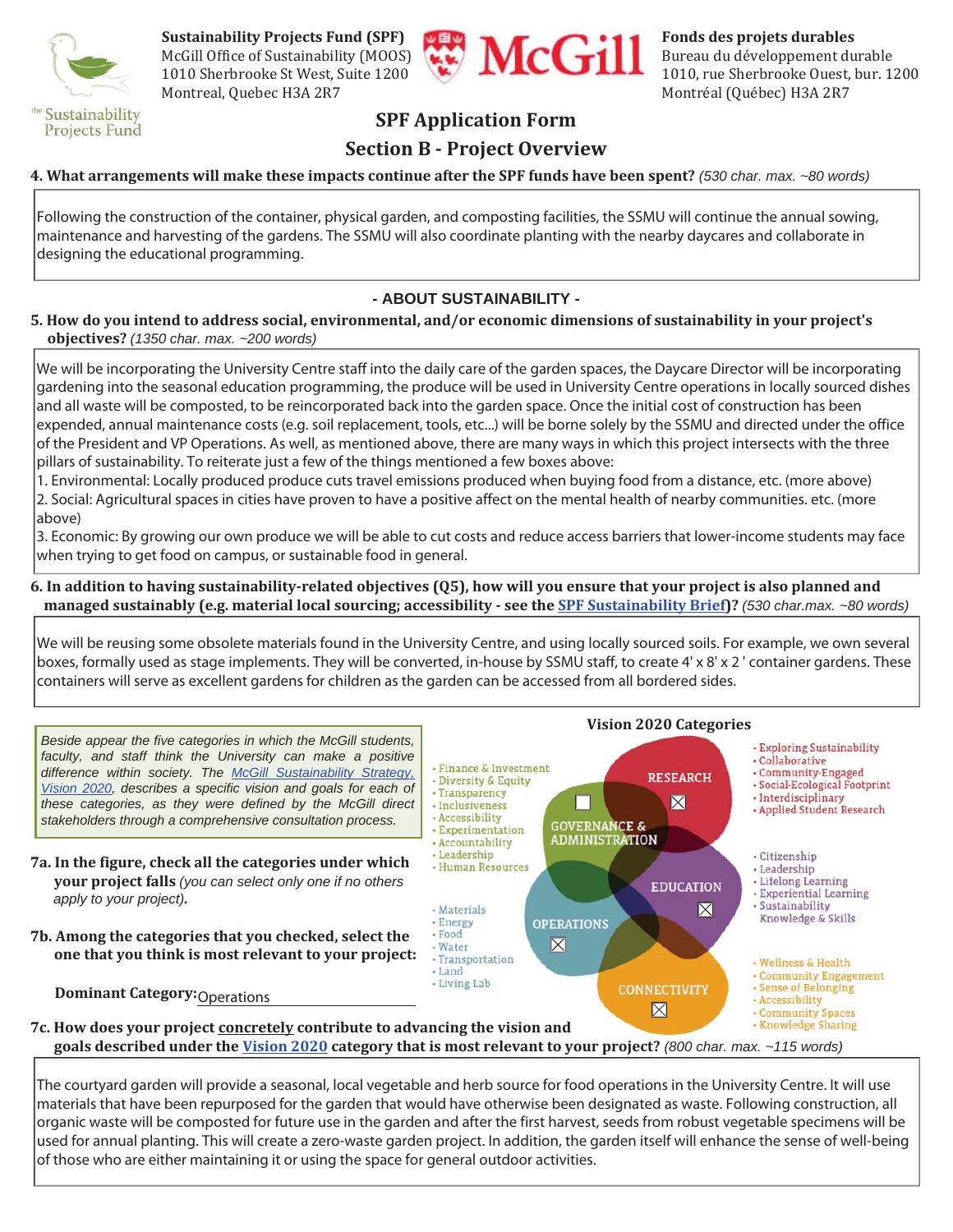**Sustainability Projects Fund (SPF)**
McGill Office of Sustainability (MOOS)
1010 Sherbrooke St West, Suite 1200
Montreal, Quebec H3A 2R7

**Fonds des projets durables**
Bureau du développement durable
1010, rue Sherbrooke Ouest, bur. 1200
Montréal (Québec) H3A 2R7

# SPF Application Form

## Section B - Project Overview

**4. What arrangements will make these impacts continue after the SPF funds have been spent?** *(530 char. max. ~80 words)*

Following the construction of the container, physical garden, and composting facilities, the SSMU will continue the annual sowing, maintenance and harvesting of the gardens. The SSMU will also coordinate planting with the nearby daycares and collaborate in designing the educational programming.

### - ABOUT SUSTAINABILITY -

**5. How do you intend to address social, environmental, and/or economic dimensions of sustainability in your project's objectives?** *(1350 char. max. ~200 words)*

We will be incorporating the University Centre staff into the daily care of the garden spaces, the Daycare Director will be incorporating gardening into the seasonal education programming, the produce will be used in University Centre operations in locally sourced dishes and all waste will be composted, to be reincorporated back into the garden space. Once the initial cost of construction has been expended, annual maintenance costs (e.g. soil replacement, tools, etc...) will be borne solely by the SSMU and directed under the office of the President and VP Operations. As well, as mentioned above, there are many ways in which this project intersects with the three pillars of sustainability. To reiterate just a few of the things mentioned a few boxes above:
1. Environmental: Locally produced produce cuts travel emissions produced when buying food from a distance, etc. (more above)
2. Social: Agricultural spaces in cities have proven to have a positive affect on the mental health of nearby communities. etc. (more above)
3. Economic: By growing our own produce we will be able to cut costs and reduce access barriers that lower-income students may face when trying to get food on campus, or sustainable food in general.

**6. In addition to having sustainability-related objectives (Q5), how will you ensure that your project is also planned and managed sustainably (e.g. material local sourcing; accessibility - see the SPF Sustainability Brief)?** *(530 char.max. ~80 words)*

We will be reusing some obsolete materials found in the University Centre, and using locally sourced soils. For example, we own several boxes, formally used as stage implements. They will be converted, in-house by SSMU staff, to create 4' x 8' x 2 ' container gardens. These containers will serve as excellent gardens for children as the garden can be accessed from all bordered sides.

*Beside appear the five categories in which the McGill students, faculty, and staff think the University can make a positive difference within society. The McGill Sustainability Strategy, Vision 2020, describes a specific vision and goals for each of these categories, as they were defined by the McGill direct stakeholders through a comprehensive consultation process.*

**Vision 2020 Categories**

- ☐ GOVERNANCE & ADMINISTRATION: Finance & Investment, Diversity & Equity, Transparency, Inclusiveness, Accessibility, Experimentation, Accountability, Leadership, Human Resources
- ☒ RESEARCH: Exploring Sustainability, Collaborative, Community-Engaged, Social-Ecological Footprint, Interdisciplinary, Applied Student Research
- ☒ EDUCATION: Citizenship, Leadership, Lifelong Learning, Experiential Learning, Sustainability Knowledge & Skills
- ☒ OPERATIONS: Materials, Energy, Food, Water, Transportation, Land, Living Lab
- ☒ CONNECTIVITY: Wellness & Health, Community Engagement, Sense of Belonging, Accessibility, Community Spaces, Knowledge Sharing

**7a. In the figure, check all the categories under which your project falls** *(you can select only one if no others apply to your project)***.**

**7b. Among the categories that you checked, select the one that you think is most relevant to your project:**

**Dominant Category:** Operations

**7c. How does your project concretely contribute to advancing the vision and goals described under the Vision 2020 category that is most relevant to your project?** *(800 char. max. ~115 words)*

The courtyard garden will provide a seasonal, local vegetable and herb source for food operations in the University Centre. It will use materials that have been repurposed for the garden that would have otherwise been designated as waste. Following construction, all organic waste will be composted for future use in the garden and after the first harvest, seeds from robust vegetable specimens will be used for annual planting. This will create a zero-waste garden project. In addition, the garden itself will enhance the sense of well-being of those who are either maintaining it or using the space for general outdoor activities.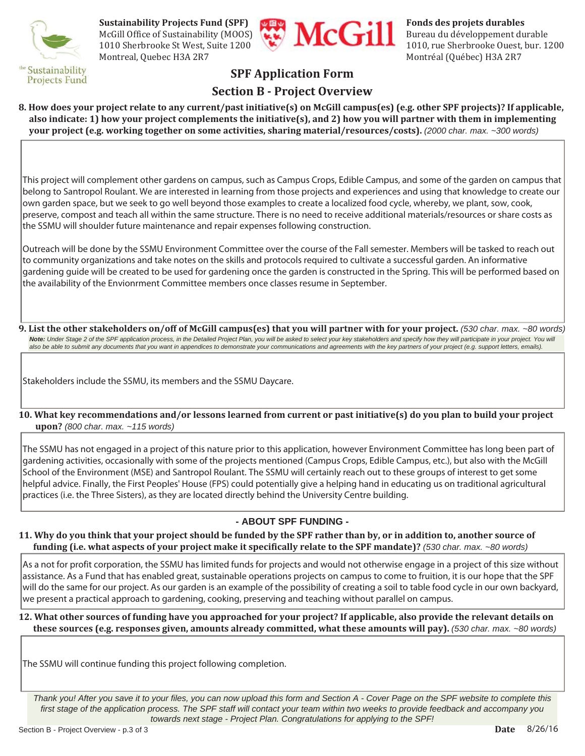**Sustainability Projects Fund (SPF)**
McGill Office of Sustainability (MOOS)
1010 Sherbrooke St West, Suite 1200
Montreal, Quebec H3A 2R7

**Fonds des projets durables**
Bureau du développement durable
1010, rue Sherbrooke Ouest, bur. 1200
Montréal (Québec) H3A 2R7

# SPF Application Form

## Section B - Project Overview

**8. How does your project relate to any current/past initiative(s) on McGill campus(es) (e.g. other SPF projects)? If applicable, also indicate: 1) how your project complements the initiative(s), and 2) how you will partner with them in implementing your project (e.g. working together on some activities, sharing material/resources/costs).** *(2000 char. max. ~300 words)*

This project will complement other gardens on campus, such as Campus Crops, Edible Campus, and some of the garden on campus that belong to Santropol Roulant. We are interested in learning from those projects and experiences and using that knowledge to create our own garden space, but we seek to go well beyond those examples to create a localized food cycle, whereby, we plant, sow, cook, preserve, compost and teach all within the same structure. There is no need to receive additional materials/resources or share costs as the SSMU will shoulder future maintenance and repair expenses following construction.

Outreach will be done by the SSMU Environment Committee over the course of the Fall semester. Members will be tasked to reach out to community organizations and take notes on the skills and protocols required to cultivate a successful garden. An informative gardening guide will be created to be used for gardening once the garden is constructed in the Spring. This will be performed based on the availability of the Envionrment Committee members once classes resume in September.

**9. List the other stakeholders on/off of McGill campus(es) that you will partner with for your project.** *(530 char. max. ~80 words)*

*__Note:__ Under Stage 2 of the SPF application process, in the Detailed Project Plan, you will be asked to select your key stakeholders and specify how they will participate in your project. You will also be able to submit any documents that you want in appendices to demonstrate your communications and agreements with the key partners of your project (e.g. support letters, emails).*

Stakeholders include the SSMU, its members and the SSMU Daycare.

**10. What key recommendations and/or lessons learned from current or past initiative(s) do you plan to build your project upon?** *(800 char. max. ~115 words)*

The SSMU has not engaged in a project of this nature prior to this application, however Environment Committee has long been part of gardening activities, occasionally with some of the projects mentioned (Campus Crops, Edible Campus, etc.), but also with the McGill School of the Environment (MSE) and Santropol Roulant. The SSMU will certainly reach out to these groups of interest to get some helpful advice. Finally, the First Peoples' House (FPS) could potentially give a helping hand in educating us on traditional agricultural practices (i.e. the Three Sisters), as they are located directly behind the University Centre building.

### - ABOUT SPF FUNDING -

**11. Why do you think that your project should be funded by the SPF rather than by, or in addition to, another source of funding (i.e. what aspects of your project make it specifically relate to the SPF mandate)?** *(530 char. max. ~80 words)*

As a not for profit corporation, the SSMU has limited funds for projects and would not otherwise engage in a project of this size without assistance. As a Fund that has enabled great, sustainable operations projects on campus to come to fruition, it is our hope that the SPF will do the same for our project. As our garden is an example of the possibility of creating a soil to table food cycle in our own backyard, we present a practical approach to gardening, cooking, preserving and teaching without parallel on campus.

**12. What other sources of funding have you approached for your project? If applicable, also provide the relevant details on these sources (e.g. responses given, amounts already committed, what these amounts will pay).** *(530 char. max. ~80 words)*

The SSMU will continue funding this project following completion.

*Thank you! After you save it to your files, you can now upload this form and Section A - Cover Page on the SPF website to complete this first stage of the application process. The SPF staff will contact your team within two weeks to provide feedback and accompany you towards next stage - Project Plan. Congratulations for applying to the SPF!*

**Date** 8/26/16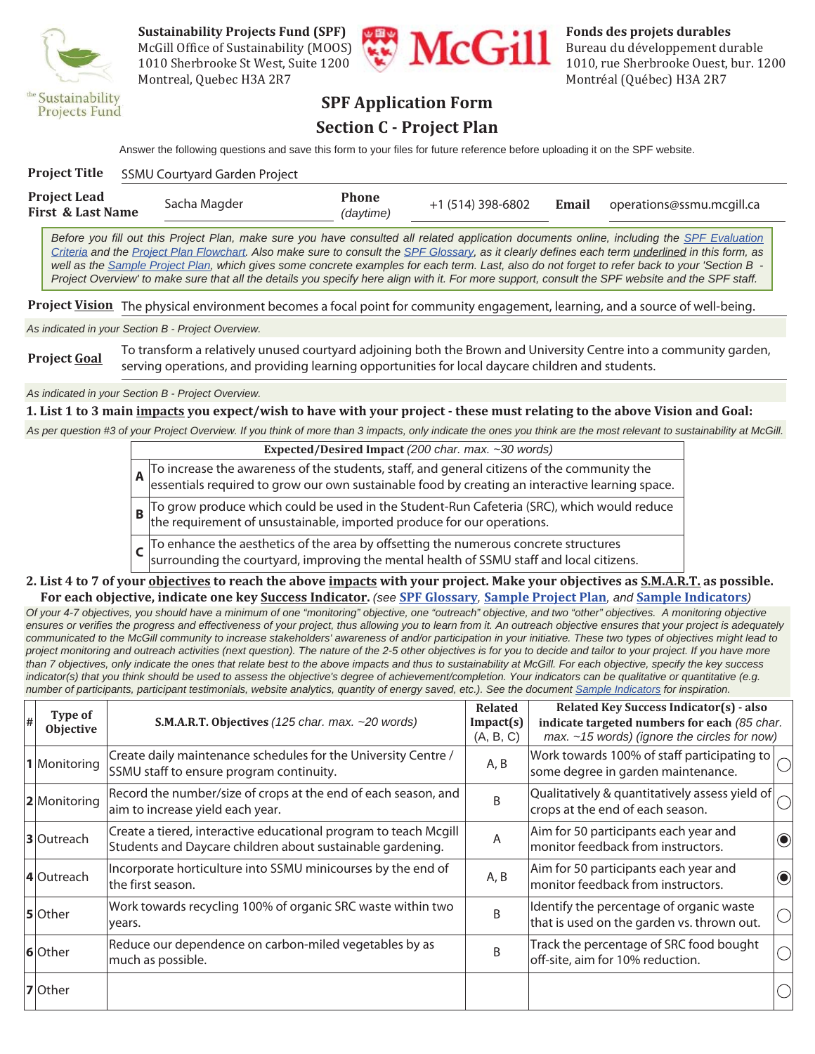**Sustainability Projects Fund (SPF)**
McGill Office of Sustainability (MOOS)
1010 Sherbrooke St West, Suite 1200
Montreal, Quebec H3A 2R7

**Fonds des projets durables**
Bureau du développement durable
1010, rue Sherbrooke Ouest, bur. 1200
Montréal (Québec) H3A 2R7

# SPF Application Form
## Section C - Project Plan

Answer the following questions and save this form to your files for future reference before uploading it on the SPF website.

**Project Title** SSMU Courtyard Garden Project

| **Project Lead First & Last Name** | Sacha Magder | **Phone** *(daytime)* | +1 (514) 398-6802 | **Email** | operations@ssmu.mcgill.ca |
|---|---|---|---|---|---|

*Before you fill out this Project Plan, make sure you have consulted all related application documents online, including the SPF Evaluation Criteria and the Project Plan Flowchart. Also make sure to consult the SPF Glossary, as it clearly defines each term underlined in this form, as well as the Sample Project Plan, which gives some concrete examples for each term. Last, also do not forget to refer back to your 'Section B - Project Overview' to make sure that all the details you specify here align with it. For more support, consult the SPF website and the SPF staff.*

**Project Vision** The physical environment becomes a focal point for community engagement, learning, and a source of well-being.

*As indicated in your Section B - Project Overview.*

**Project Goal** To transform a relatively unused courtyard adjoining both the Brown and University Centre into a community garden, serving operations, and providing learning opportunities for local daycare children and students.

*As indicated in your Section B - Project Overview.*

### 1. List 1 to 3 main impacts you expect/wish to have with your project - these must relating to the above Vision and Goal:

*As per question #3 of your Project Overview. If you think of more than 3 impacts, only indicate the ones you think are the most relevant to sustainability at McGill.*

| | **Expected/Desired Impact** *(200 char. max. ~30 words)* |
|---|---|
| **A** | To increase the awareness of the students, staff, and general citizens of the community the essentials required to grow our own sustainable food by creating an interactive learning space. |
| **B** | To grow produce which could be used in the Student-Run Cafeteria (SRC), which would reduce the requirement of unsustainable, imported produce for our operations. |
| **C** | To enhance the aesthetics of the area by offsetting the numerous concrete structures surrounding the courtyard, improving the mental health of SSMU staff and local citizens. |

### 2. List 4 to 7 of your objectives to reach the above impacts with your project. Make your objectives as S.M.A.R.T. as possible. For each objective, indicate one key Success Indicator. *(see SPF Glossary, Sample Project Plan, and Sample Indicators)*

*Of your 4-7 objectives, you should have a minimum of one "monitoring" objective, one "outreach" objective, and two "other" objectives. A monitoring objective ensures or verifies the progress and effectiveness of your project, thus allowing you to learn from it. An outreach objective ensures that your project is adequately communicated to the McGill community to increase stakeholders' awareness of and/or participation in your initiative. These two types of objectives might lead to project monitoring and outreach activities (next question). The nature of the 2-5 other objectives is for you to decide and tailor to your project. If you have more than 7 objectives, only indicate the ones that relate best to the above impacts and thus to sustainability at McGill. For each objective, specify the key success indicator(s) that you think should be used to assess the objective's degree of achievement/completion. Your indicators can be qualitative or quantitative (e.g. number of participants, participant testimonials, website analytics, quantity of energy saved, etc.). See the document Sample Indicators for inspiration.*

| # | Type of Objective | **S.M.A.R.T. Objectives** *(125 char. max. ~20 words)* | Related Impact(s) (A, B, C) | **Related Key Success Indicator(s) - also indicate targeted numbers for each** *(85 char. max. ~15 words) (ignore the circles for now)* | |
|---|---|---|---|---|---|
| 1 | Monitoring | Create daily maintenance schedules for the University Centre / SSMU staff to ensure program continuity. | A, B | Work towards 100% of staff participating to some degree in garden maintenance. | ○ |
| 2 | Monitoring | Record the number/size of crops at the end of each season, and aim to increase yield each year. | B | Qualitatively & quantitatively assess yield of crops at the end of each season. | ○ |
| 3 | Outreach | Create a tiered, interactive educational program to teach Mcgill Students and Daycare children about sustainable gardening. | A | Aim for 50 participants each year and monitor feedback from instructors. | ◉ |
| 4 | Outreach | Incorporate horticulture into SSMU minicourses by the end of the first season. | A, B | Aim for 50 participants each year and monitor feedback from instructors. | ◉ |
| 5 | Other | Work towards recycling 100% of organic SRC waste within two years. | B | Identify the percentage of organic waste that is used on the garden vs. thrown out. | ○ |
| 6 | Other | Reduce our dependence on carbon-miled vegetables by as much as possible. | B | Track the percentage of SRC food bought off-site, aim for 10% reduction. | ○ |
| 7 | Other | | | | ○ |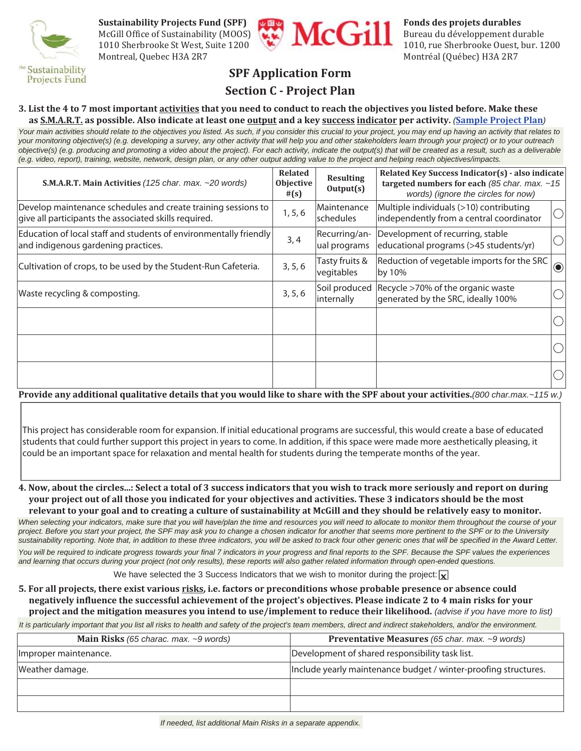**Sustainability Projects Fund (SPF)**
McGill Office of Sustainability (MOOS)
1010 Sherbrooke St West, Suite 1200
Montreal, Quebec H3A 2R7

**Fonds des projets durables**
Bureau du développement durable
1010, rue Sherbrooke Ouest, bur. 1200
Montréal (Québec) H3A 2R7

# SPF Application Form

## Section C - Project Plan

**3. List the 4 to 7 most important activities that you need to conduct to reach the objectives you listed before. Make these as S.M.A.R.T. as possible. Also indicate at least one output and a key success indicator per activity.** *(Sample Project Plan)*

*Your main activities should relate to the objectives you listed. As such, if you consider this crucial to your project, you may end up having an activity that relates to your monitoring objective(s) (e.g. developing a survey, any other activity that will help you and other stakeholders learn through your project) or to your outreach objective(s) (e.g. producing and promoting a video about the project). For each activity, indicate the output(s) that will be created as a result, such as a deliverable (e.g. video, report), training, website, network, design plan, or any other output adding value to the project and helping reach objectives/impacts.*

| **S.M.A.R.T. Main Activities** *(125 char. max. ~20 words)* | **Related Objective #(s)** | **Resulting Output(s)** | **Related Key Success Indicator(s) - also indicate targeted numbers for each** *(85 char. max. ~15 words) (ignore the circles for now)* | |
|---|---|---|---|---|
| Develop maintenance schedules and create training sessions to give all participants the associated skills required. | 1, 5, 6 | Maintenance schedules | Multiple individuals (>10) contributing independently from a central coordinator | ○ |
| Education of local staff and students of environmentally friendly and indigenous gardening practices. | 3, 4 | Recurring/an-ual programs | Development of recurring, stable educational programs (>45 students/yr) | ○ |
| Cultivation of crops, to be used by the Student-Run Cafeteria. | 3, 5, 6 | Tasty fruits & vegitables | Reduction of vegetable imports for the SRC by 10% | ◉ |
| Waste recycling & composting. | 3, 5, 6 | Soil produced internally | Recycle >70% of the organic waste generated by the SRC, ideally 100% | ○ |
| | | | | ○ |
| | | | | ○ |
| | | | | ○ |

**Provide any additional qualitative details that you would like to share with the SPF about your activities.** *(800 char.max.~115 w.)*

This project has considerable room for expansion. If initial educational programs are successful, this would create a base of educated students that could further support this project in years to come. In addition, if this space were made more aesthetically pleasing, it could be an important space for relaxation and mental health for students during the temperate months of the year.

**4. Now, about the circles...: Select a total of 3 success indicators that you wish to track more seriously and report on during your project out of all those you indicated for your objectives and activities. These 3 indicators should be the most relevant to your goal and to creating a culture of sustainability at McGill and they should be relatively easy to monitor.**

*When selecting your indicators, make sure that you will have/plan the time and resources you will need to allocate to monitor them throughout the course of your project. Before you start your project, the SPF may ask you to change a chosen indicator for another that seems more pertinent to the SPF or to the University sustainability reporting. Note that, in addition to these three indicators, you will be asked to track four other generic ones that will be specified in the Award Letter.*

*You will be required to indicate progress towards your final 7 indicators in your progress and final reports to the SPF. The SPF values the experiences and learning that occurs during your project (not only results), these reports will also gather related information through open-ended questions.*

We have selected the 3 Success Indicators that we wish to monitor during the project: ☒

**5. For all projects, there exist various risks, i.e. factors or preconditions whose probable presence or absence could negatively influence the successful achievement of the project's objectives. Please indicate 2 to 4 main risks for your project and the mitigation measures you intend to use/implement to reduce their likelihood.** *(advise if you have more to list)*

*It is particularly important that you list all risks to health and safety of the project's team members, direct and indirect stakeholders, and/or the environment.*

| **Main Risks** *(65 charac. max. ~9 words)* | **Preventative Measures** *(65 char. max. ~9 words)* |
|---|---|
| Improper maintenance. | Development of shared responsibility task list. |
| Weather damage. | Include yearly maintenance budget / winter-proofing structures. |
| | |
| | |

*If needed, list additional Main Risks in a separate appendix.*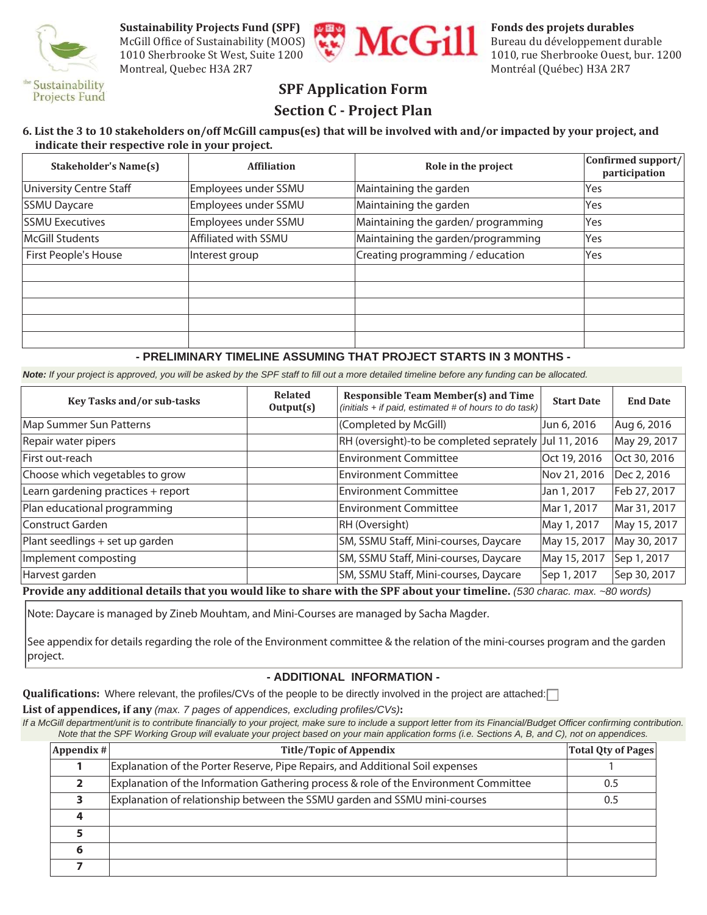**Sustainability Projects Fund (SPF)**
McGill Office of Sustainability (MOOS)
1010 Sherbrooke St West, Suite 1200
Montreal, Quebec H3A 2R7

**Fonds des projets durables**
Bureau du développement durable
1010, rue Sherbrooke Ouest, bur. 1200
Montréal (Québec) H3A 2R7

# SPF Application Form

## Section C - Project Plan

**6. List the 3 to 10 stakeholders on/off McGill campus(es) that will be involved with and/or impacted by your project, and indicate their respective role in your project.**

| Stakeholder's Name(s) | Affiliation | Role in the project | Confirmed support/ participation |
|---|---|---|---|
| University Centre Staff | Employees under SSMU | Maintaining the garden | Yes |
| SSMU Daycare | Employees under SSMU | Maintaining the garden | Yes |
| SSMU Executives | Employees under SSMU | Maintaining the garden/ programming | Yes |
| McGill Students | Affiliated with SSMU | Maintaining the garden/programming | Yes |
| First People's House | Interest group | Creating programming / education | Yes |
| | | | |
| | | | |
| | | | |
| | | | |
| | | | |

**- PRELIMINARY TIMELINE ASSUMING THAT PROJECT STARTS IN 3 MONTHS -**

***Note:*** *If your project is approved, you will be asked by the SPF staff to fill out a more detailed timeline before any funding can be allocated.*

| Key Tasks and/or sub-tasks | Related Output(s) | Responsible Team Member(s) and Time *(initials + if paid, estimated # of hours to do task)* | Start Date | End Date |
|---|---|---|---|---|
| Map Summer Sun Patterns | | (Completed by McGill) | Jun 6, 2016 | Aug 6, 2016 |
| Repair water pipers | | RH (oversight)-to be completed seprately | Jul 11, 2016 | May 29, 2017 |
| First out-reach | | Environment Committee | Oct 19, 2016 | Oct 30, 2016 |
| Choose which vegetables to grow | | Environment Committee | Nov 21, 2016 | Dec 2, 2016 |
| Learn gardening practices + report | | Environment Committee | Jan 1, 2017 | Feb 27, 2017 |
| Plan educational programming | | Environment Committee | Mar 1, 2017 | Mar 31, 2017 |
| Construct Garden | | RH (Oversight) | May 1, 2017 | May 15, 2017 |
| Plant seedlings + set up garden | | SM, SSMU Staff, Mini-courses, Daycare | May 15, 2017 | May 30, 2017 |
| Implement composting | | SM, SSMU Staff, Mini-courses, Daycare | May 15, 2017 | Sep 1, 2017 |
| Harvest garden | | SM, SSMU Staff, Mini-courses, Daycare | Sep 1, 2017 | Sep 30, 2017 |

**Provide any additional details that you would like to share with the SPF about your timeline.** *(530 charac. max. ~80 words)*

Note: Daycare is managed by Zineb Mouhtam, and Mini-Courses are managed by Sacha Magder.

See appendix for details regarding the role of the Environment committee & the relation of the mini-courses program and the garden project.

**- ADDITIONAL INFORMATION -**

**Qualifications:** Where relevant, the profiles/CVs of the people to be directly involved in the project are attached: ☐

**List of appendices, if any** *(max. 7 pages of appendices, excluding profiles/CVs)***:**

*If a McGill department/unit is to contribute financially to your project, make sure to include a support letter from its Financial/Budget Officer confirming contribution. Note that the SPF Working Group will evaluate your project based on your main application forms (i.e. Sections A, B, and C), not on appendices.*

| Appendix # | Title/Topic of Appendix | Total Qty of Pages |
|---|---|---|
| 1 | Explanation of the Porter Reserve, Pipe Repairs, and Additional Soil expenses | 1 |
| 2 | Explanation of the Information Gathering process & role of the Environment Committee | 0.5 |
| 3 | Explanation of relationship between the SSMU garden and SSMU mini-courses | 0.5 |
| 4 | | |
| 5 | | |
| 6 | | |
| 7 | | |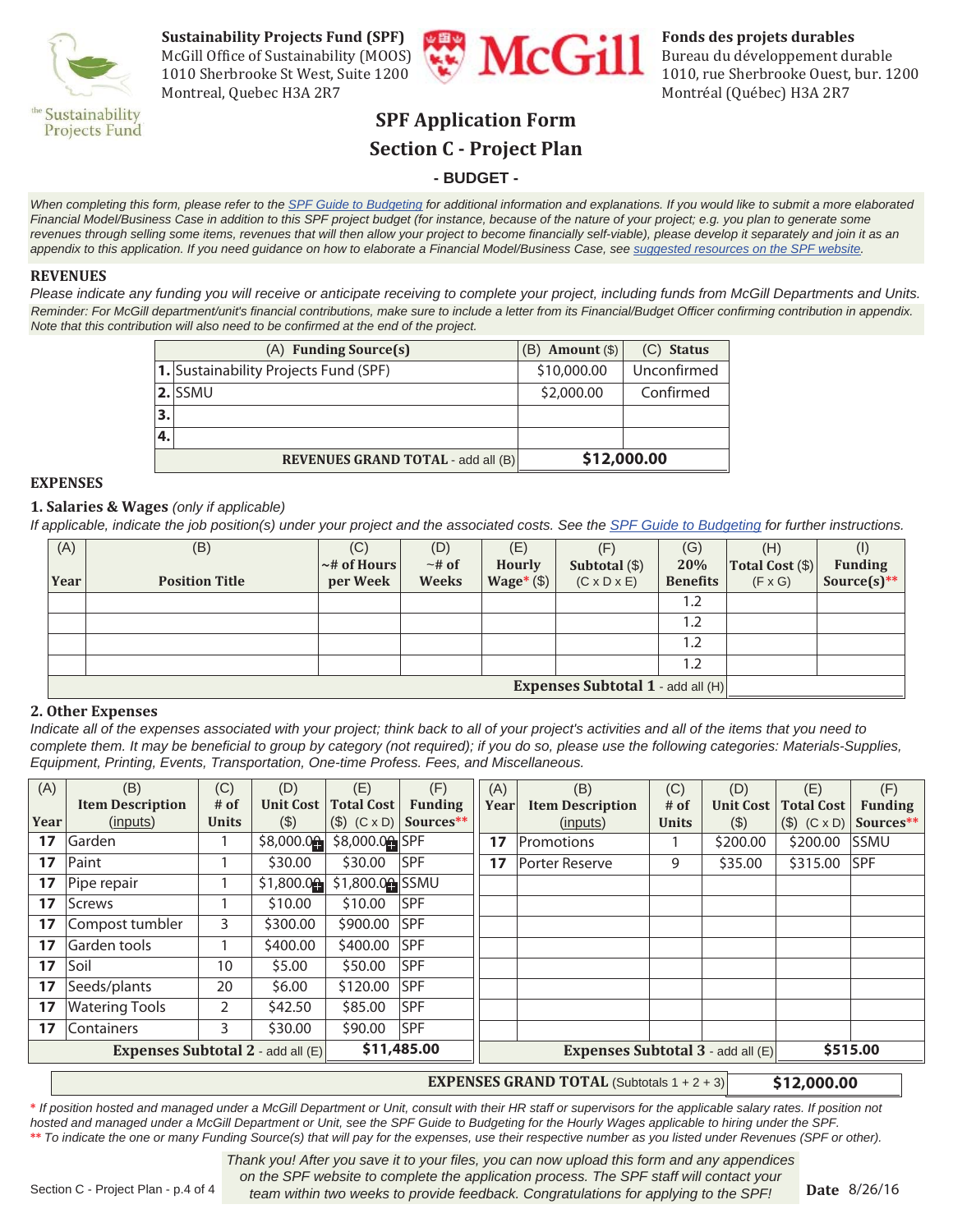**Sustainability Projects Fund (SPF)**
McGill Office of Sustainability (MOOS)
1010 Sherbrooke St West, Suite 1200
Montreal, Quebec H3A 2R7

**Fonds des projets durables**
Bureau du développement durable
1010, rue Sherbrooke Ouest, bur. 1200
Montréal (Québec) H3A 2R7

# SPF Application Form

## Section C - Project Plan

### - BUDGET -

*When completing this form, please refer to the SPF Guide to Budgeting for additional information and explanations. If you would like to submit a more elaborated Financial Model/Business Case in addition to this SPF project budget (for instance, because of the nature of your project; e.g. you plan to generate some revenues through selling some items, revenues that will then allow your project to become financially self-viable), please develop it separately and join it as an appendix to this application. If you need guidance on how to elaborate a Financial Model/Business Case, see suggested resources on the SPF website.*

### REVENUES

*Please indicate any funding you will receive or anticipate receiving to complete your project, including funds from McGill Departments and Units.*
*Reminder: For McGill department/unit's financial contributions, make sure to include a letter from its Financial/Budget Officer confirming contribution in appendix. Note that this contribution will also need to be confirmed at the end of the project.*

| | (A) Funding Source(s) | (B) Amount ($) | (C) Status |
|---|---|---|---|
| 1. | Sustainability Projects Fund (SPF) | $10,000.00 | Unconfirmed |
| 2. | SSMU | $2,000.00 | Confirmed |
| 3. | | | |
| 4. | | | |
| | **REVENUES GRAND TOTAL** - add all (B) | **$12,000.00** | |

### EXPENSES

**1. Salaries & Wages** *(only if applicable)*
*If applicable, indicate the job position(s) under your project and the associated costs. See the SPF Guide to Budgeting for further instructions.*

| (A) Year | (B) Position Title | (C) ~# of Hours per Week | (D) ~# of Weeks | (E) Hourly Wage* ($) | (F) Subtotal ($) (C x D x E) | (G) 20% Benefits | (H) Total Cost ($) (F x G) | (I) Funding Source(s)** |
|---|---|---|---|---|---|---|---|---|
| | | | | | | 1.2 | | |
| | | | | | | 1.2 | | |
| | | | | | | 1.2 | | |
| | | | | | | 1.2 | | |
| | | | | | | **Expenses Subtotal 1** - add all (H) | | |

**2. Other Expenses**
*Indicate all of the expenses associated with your project; think back to all of your project's activities and all of the items that you need to complete them. It may be beneficial to group by category (not required); if you do so, please use the following categories: Materials-Supplies, Equipment, Printing, Events, Transportation, One-time Profess. Fees, and Miscellaneous.*

| (A) Year | (B) Item Description (inputs) | (C) # of Units | (D) Unit Cost ($) | (E) Total Cost ($) (C x D) | (F) Funding Sources** |
|---|---|---|---|---|---|
| 17 | Garden | 1 | $8,000.00 | $8,000.00 | SPF |
| 17 | Paint | 1 | $30.00 | $30.00 | SPF |
| 17 | Pipe repair | 1 | $1,800.00 | $1,800.00 | SSMU |
| 17 | Screws | 1 | $10.00 | $10.00 | SPF |
| 17 | Compost tumbler | 3 | $300.00 | $900.00 | SPF |
| 17 | Garden tools | 1 | $400.00 | $400.00 | SPF |
| 17 | Soil | 10 | $5.00 | $50.00 | SPF |
| 17 | Seeds/plants | 20 | $6.00 | $120.00 | SPF |
| 17 | Watering Tools | 2 | $42.50 | $85.00 | SPF |
| 17 | Containers | 3 | $30.00 | $90.00 | SPF |
| | **Expenses Subtotal 2** - add all (E) | | | **$11,485.00** | |

| (A) Year | (B) Item Description (inputs) | (C) # of Units | (D) Unit Cost ($) | (E) Total Cost ($) (C x D) | (F) Funding Sources** |
|---|---|---|---|---|---|
| 17 | Promotions | 1 | $200.00 | $200.00 | SSMU |
| 17 | Porter Reserve | 9 | $35.00 | $315.00 | SPF |
| | **Expenses Subtotal 3** - add all (E) | | | **$515.00** | |

**EXPENSES GRAND TOTAL** (Subtotals 1 + 2 + 3) **$12,000.00**

\* *If position hosted and managed under a McGill Department or Unit, consult with their HR staff or supervisors for the applicable salary rates. If position not hosted and managed under a McGill Department or Unit, see the SPF Guide to Budgeting for the Hourly Wages applicable to hiring under the SPF.*
\*\* *To indicate the one or many Funding Source(s) that will pay for the expenses, use their respective number as you listed under Revenues (SPF or other).*

*Thank you! After you save it to your files, you can now upload this form and any appendices on the SPF website to complete the application process. The SPF staff will contact your team within two weeks to provide feedback. Congratulations for applying to the SPF!*

**Date** 8/26/16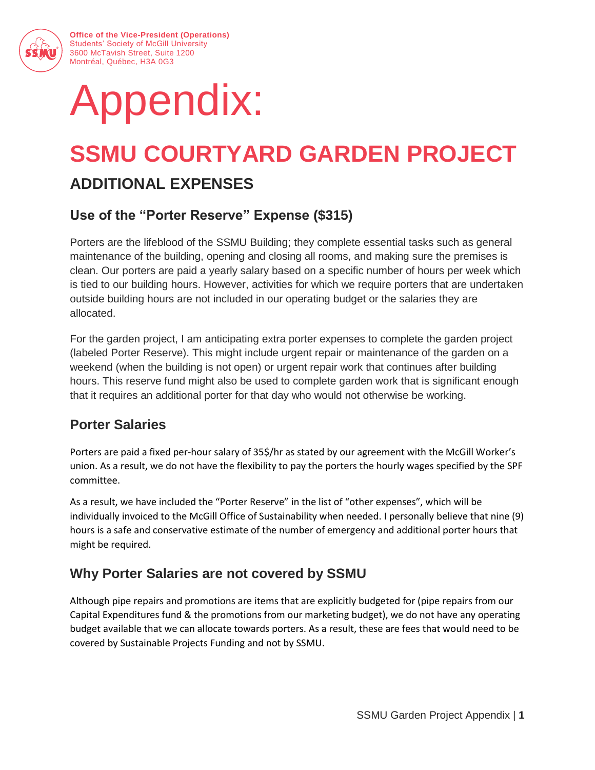Office of the Vice-President (Operations)
Students' Society of McGill University
3600 McTavish Street, Suite 1200
Montréal, Québec, H3A 0G3

# Appendix:

# SSMU COURTYARD GARDEN PROJECT

## ADDITIONAL EXPENSES

### Use of the "Porter Reserve" Expense ($315)

Porters are the lifeblood of the SSMU Building; they complete essential tasks such as general maintenance of the building, opening and closing all rooms, and making sure the premises is clean. Our porters are paid a yearly salary based on a specific number of hours per week which is tied to our building hours. However, activities for which we require porters that are undertaken outside building hours are not included in our operating budget or the salaries they are allocated.

For the garden project, I am anticipating extra porter expenses to complete the garden project (labeled Porter Reserve). This might include urgent repair or maintenance of the garden on a weekend (when the building is not open) or urgent repair work that continues after building hours. This reserve fund might also be used to complete garden work that is significant enough that it requires an additional porter for that day who would not otherwise be working.

### Porter Salaries

Porters are paid a fixed per-hour salary of 35$/hr as stated by our agreement with the McGill Worker's union. As a result, we do not have the flexibility to pay the porters the hourly wages specified by the SPF committee.

As a result, we have included the "Porter Reserve" in the list of "other expenses", which will be individually invoiced to the McGill Office of Sustainability when needed. I personally believe that nine (9) hours is a safe and conservative estimate of the number of emergency and additional porter hours that might be required.

### Why Porter Salaries are not covered by SSMU

Although pipe repairs and promotions are items that are explicitly budgeted for (pipe repairs from our Capital Expenditures fund & the promotions from our marketing budget), we do not have any operating budget available that we can allocate towards porters. As a result, these are fees that would need to be covered by Sustainable Projects Funding and not by SSMU.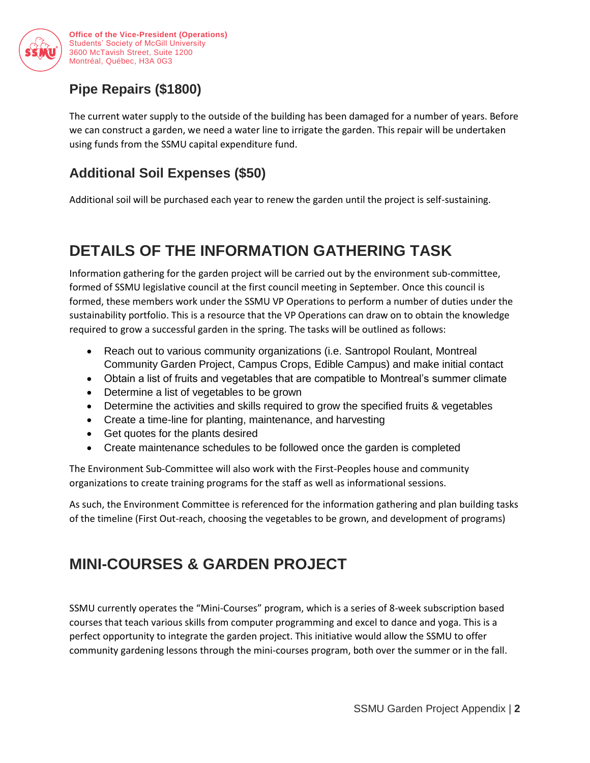## Pipe Repairs ($1800)

The current water supply to the outside of the building has been damaged for a number of years. Before we can construct a garden, we need a water line to irrigate the garden. This repair will be undertaken using funds from the SSMU capital expenditure fund.

## Additional Soil Expenses ($50)

Additional soil will be purchased each year to renew the garden until the project is self-sustaining.

# DETAILS OF THE INFORMATION GATHERING TASK

Information gathering for the garden project will be carried out by the environment sub-committee, formed of SSMU legislative council at the first council meeting in September. Once this council is formed, these members work under the SSMU VP Operations to perform a number of duties under the sustainability portfolio. This is a resource that the VP Operations can draw on to obtain the knowledge required to grow a successful garden in the spring. The tasks will be outlined as follows:

- Reach out to various community organizations (i.e. Santropol Roulant, Montreal Community Garden Project, Campus Crops, Edible Campus) and make initial contact
- Obtain a list of fruits and vegetables that are compatible to Montreal's summer climate
- Determine a list of vegetables to be grown
- Determine the activities and skills required to grow the specified fruits & vegetables
- Create a time-line for planting, maintenance, and harvesting
- Get quotes for the plants desired
- Create maintenance schedules to be followed once the garden is completed

The Environment Sub-Committee will also work with the First-Peoples house and community organizations to create training programs for the staff as well as informational sessions.

As such, the Environment Committee is referenced for the information gathering and plan building tasks of the timeline (First Out-reach, choosing the vegetables to be grown, and development of programs)

# MINI-COURSES & GARDEN PROJECT

SSMU currently operates the "Mini-Courses" program, which is a series of 8-week subscription based courses that teach various skills from computer programming and excel to dance and yoga. This is a perfect opportunity to integrate the garden project. This initiative would allow the SSMU to offer community gardening lessons through the mini-courses program, both over the summer or in the fall.